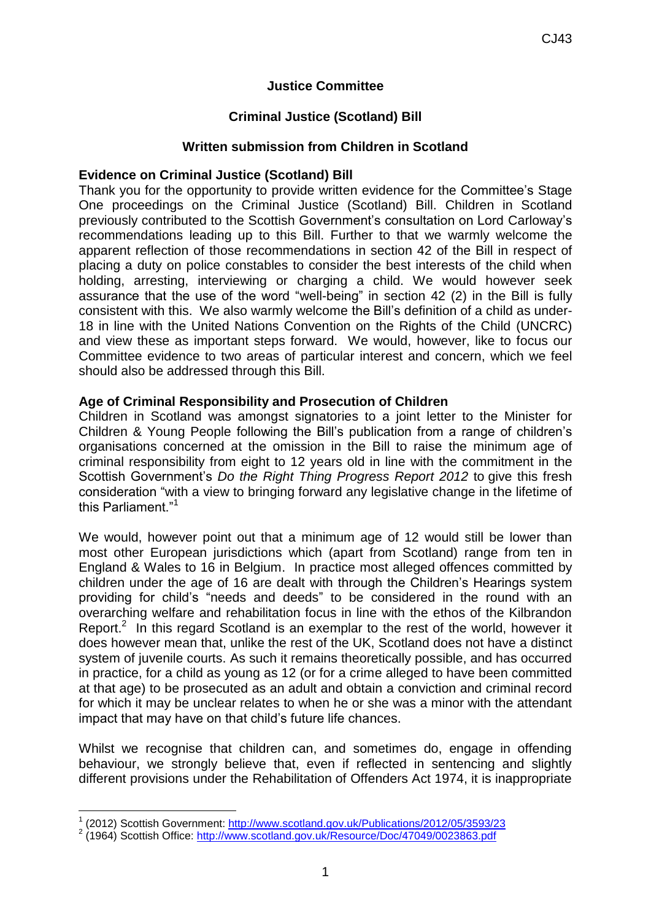**Justice Committee**

**Criminal Justice (Scotland) Bill**

**Written submission from Children in Scotland**

**Evidence on Criminal Justice (Scotland) Bill**

Thank you for the opportunity to provide written evidence for the Committee's Stage One proceedings on the Criminal Justice (Scotland) Bill. Children in Scotland previously contributed to the Scottish Government's consultation on Lord Carloway's recommendations leading up to this Bill. Further to that we warmly welcome the apparent reflection of those recommendations in section 42 of the Bill in respect of placing a duty on police constables to consider the best interests of the child when holding, arresting, interviewing or charging a child. We would however seek assurance that the use of the word "well-being" in section 42 (2) in the Bill is fully consistent with this. We also warmly welcome the Bill's definition of a child as under-18 in line with the United Nations Convention on the Rights of the Child (UNCRC) and view these as important steps forward. We would, however, like to focus our Committee evidence to two areas of particular interest and concern, which we feel should also be addressed through this Bill.

**Age of Criminal Responsibility and Prosecution of Children**

Children in Scotland was amongst signatories to a joint letter to the Minister for Children & Young People following the Bill's publication from a range of children's organisations concerned at the omission in the Bill to raise the minimum age of criminal responsibility from eight to 12 years old in line with the commitment in the Scottish Government's *Do the Right Thing Progress Report 2012* to give this fresh consideration "with a view to bringing forward any legislative change in the lifetime of this Parliament."[1]

We would, however point out that a minimum age of 12 would still be lower than most other European jurisdictions which (apart from Scotland) range from ten in England & Wales to 16 in Belgium. In practice most alleged offences committed by children under the age of 16 are dealt with through the Children's Hearings system providing for child's "needs and deeds" to be considered in the round with an overarching welfare and rehabilitation focus in line with the ethos of the Kilbrandon Report.[2] In this regard Scotland is an exemplar to the rest of the world, however it does however mean that, unlike the rest of the UK, Scotland does not have a distinct system of juvenile courts. As such it remains theoretically possible, and has occurred in practice, for a child as young as 12 (or for a crime alleged to have been committed at that age) to be prosecuted as an adult and obtain a conviction and criminal record for which it may be unclear relates to when he or she was a minor with the attendant impact that may have on that child's future life chances.

Whilst we recognise that children can, and sometimes do, engage in offending behaviour, we strongly believe that, even if reflected in sentencing and slightly different provisions under the Rehabilitation of Offenders Act 1974, it is inappropriate

---

[1] (2012) Scottish Government: http://www.scotland.gov.uk/Publications/2012/05/3593/23

[2] (1964) Scottish Office: http://www.scotland.gov.uk/Resource/Doc/47049/0023863.pdf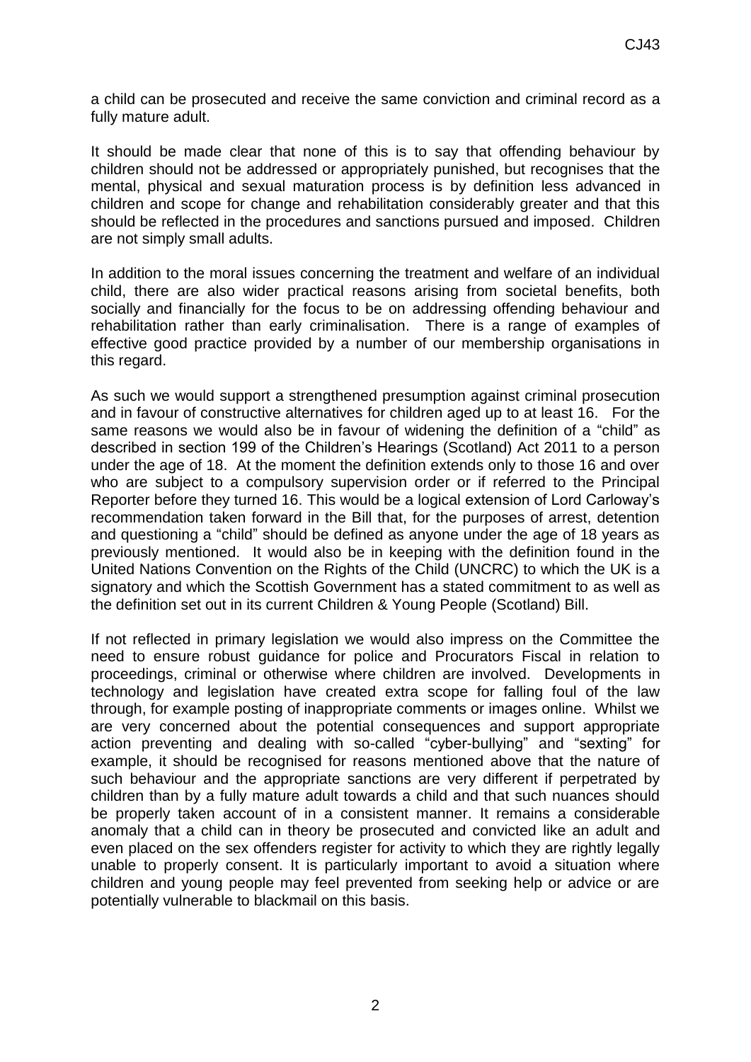a child can be prosecuted and receive the same conviction and criminal record as a fully mature adult.

It should be made clear that none of this is to say that offending behaviour by children should not be addressed or appropriately punished, but recognises that the mental, physical and sexual maturation process is by definition less advanced in children and scope for change and rehabilitation considerably greater and that this should be reflected in the procedures and sanctions pursued and imposed. Children are not simply small adults.

In addition to the moral issues concerning the treatment and welfare of an individual child, there are also wider practical reasons arising from societal benefits, both socially and financially for the focus to be on addressing offending behaviour and rehabilitation rather than early criminalisation. There is a range of examples of effective good practice provided by a number of our membership organisations in this regard.

As such we would support a strengthened presumption against criminal prosecution and in favour of constructive alternatives for children aged up to at least 16. For the same reasons we would also be in favour of widening the definition of a "child" as described in section 199 of the Children's Hearings (Scotland) Act 2011 to a person under the age of 18. At the moment the definition extends only to those 16 and over who are subject to a compulsory supervision order or if referred to the Principal Reporter before they turned 16. This would be a logical extension of Lord Carloway's recommendation taken forward in the Bill that, for the purposes of arrest, detention and questioning a "child" should be defined as anyone under the age of 18 years as previously mentioned. It would also be in keeping with the definition found in the United Nations Convention on the Rights of the Child (UNCRC) to which the UK is a signatory and which the Scottish Government has a stated commitment to as well as the definition set out in its current Children & Young People (Scotland) Bill.

If not reflected in primary legislation we would also impress on the Committee the need to ensure robust guidance for police and Procurators Fiscal in relation to proceedings, criminal or otherwise where children are involved. Developments in technology and legislation have created extra scope for falling foul of the law through, for example posting of inappropriate comments or images online. Whilst we are very concerned about the potential consequences and support appropriate action preventing and dealing with so-called "cyber-bullying" and "sexting" for example, it should be recognised for reasons mentioned above that the nature of such behaviour and the appropriate sanctions are very different if perpetrated by children than by a fully mature adult towards a child and that such nuances should be properly taken account of in a consistent manner. It remains a considerable anomaly that a child can in theory be prosecuted and convicted like an adult and even placed on the sex offenders register for activity to which they are rightly legally unable to properly consent. It is particularly important to avoid a situation where children and young people may feel prevented from seeking help or advice or are potentially vulnerable to blackmail on this basis.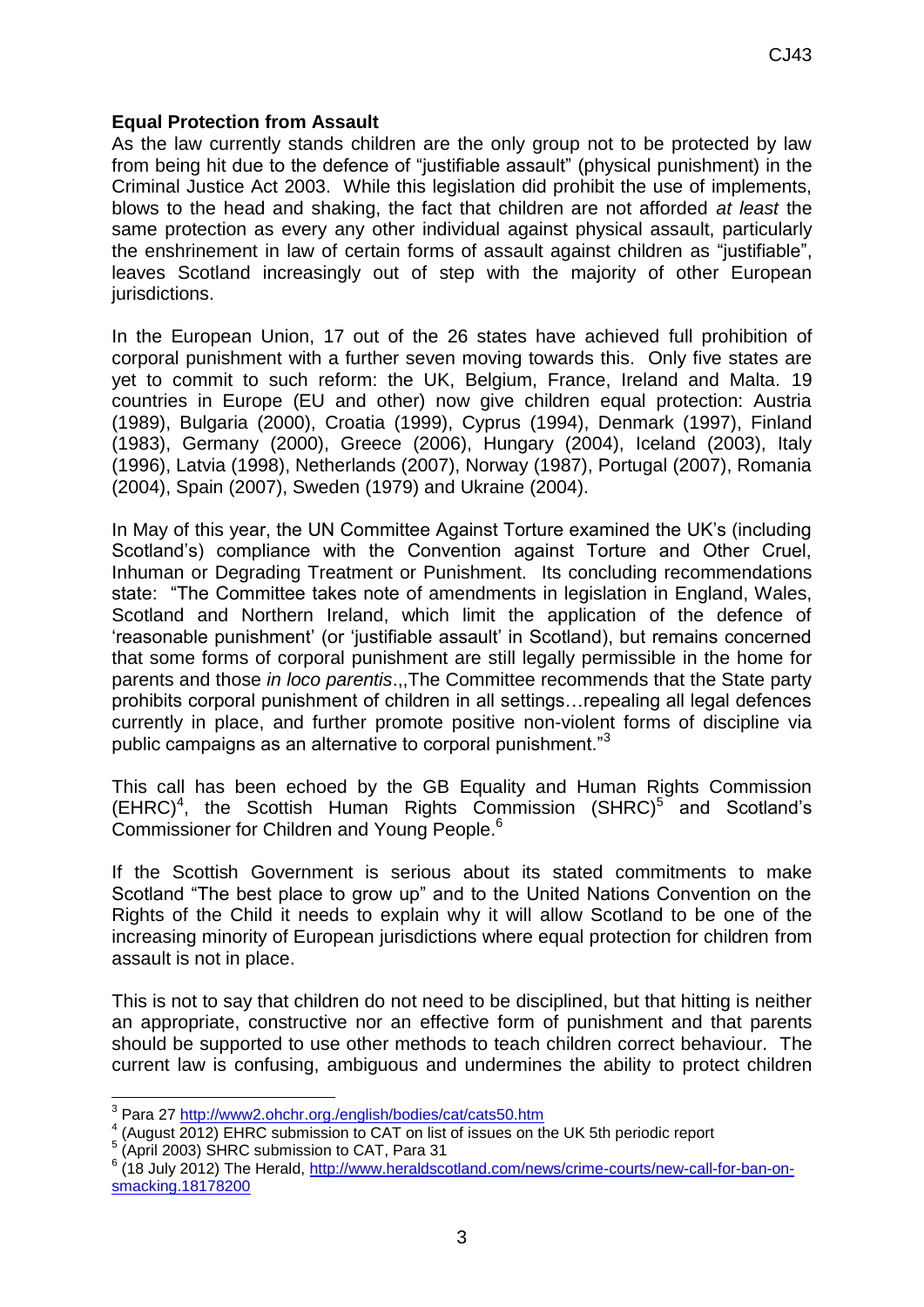**Equal Protection from Assault**

As the law currently stands children are the only group not to be protected by law from being hit due to the defence of "justifiable assault" (physical punishment) in the Criminal Justice Act 2003. While this legislation did prohibit the use of implements, blows to the head and shaking, the fact that children are not afforded *at least* the same protection as every any other individual against physical assault, particularly the enshrinement in law of certain forms of assault against children as "justifiable", leaves Scotland increasingly out of step with the majority of other European jurisdictions.

In the European Union, 17 out of the 26 states have achieved full prohibition of corporal punishment with a further seven moving towards this. Only five states are yet to commit to such reform: the UK, Belgium, France, Ireland and Malta. 19 countries in Europe (EU and other) now give children equal protection: Austria (1989), Bulgaria (2000), Croatia (1999), Cyprus (1994), Denmark (1997), Finland (1983), Germany (2000), Greece (2006), Hungary (2004), Iceland (2003), Italy (1996), Latvia (1998), Netherlands (2007), Norway (1987), Portugal (2007), Romania (2004), Spain (2007), Sweden (1979) and Ukraine (2004).

In May of this year, the UN Committee Against Torture examined the UK's (including Scotland's) compliance with the Convention against Torture and Other Cruel, Inhuman or Degrading Treatment or Punishment. Its concluding recommendations state: "The Committee takes note of amendments in legislation in England, Wales, Scotland and Northern Ireland, which limit the application of the defence of 'reasonable punishment' (or 'justifiable assault' in Scotland), but remains concerned that some forms of corporal punishment are still legally permissible in the home for parents and those *in loco parentis*.,,The Committee recommends that the State party prohibits corporal punishment of children in all settings…repealing all legal defences currently in place, and further promote positive non-violent forms of discipline via public campaigns as an alternative to corporal punishment."[3]

This call has been echoed by the GB Equality and Human Rights Commission (EHRC)[4], the Scottish Human Rights Commission (SHRC)[5] and Scotland's Commissioner for Children and Young People.[6]

If the Scottish Government is serious about its stated commitments to make Scotland "The best place to grow up" and to the United Nations Convention on the Rights of the Child it needs to explain why it will allow Scotland to be one of the increasing minority of European jurisdictions where equal protection for children from assault is not in place.

This is not to say that children do not need to be disciplined, but that hitting is neither an appropriate, constructive nor an effective form of punishment and that parents should be supported to use other methods to teach children correct behaviour. The current law is confusing, ambiguous and undermines the ability to protect children

---

[3] Para 27 http://www2.ohchr.org./english/bodies/cat/cats50.htm

[4] (August 2012) EHRC submission to CAT on list of issues on the UK 5th periodic report

[5] (April 2003) SHRC submission to CAT, Para 31

[6] (18 July 2012) The Herald, http://www.heraldscotland.com/news/crime-courts/new-call-for-ban-on-smacking.18178200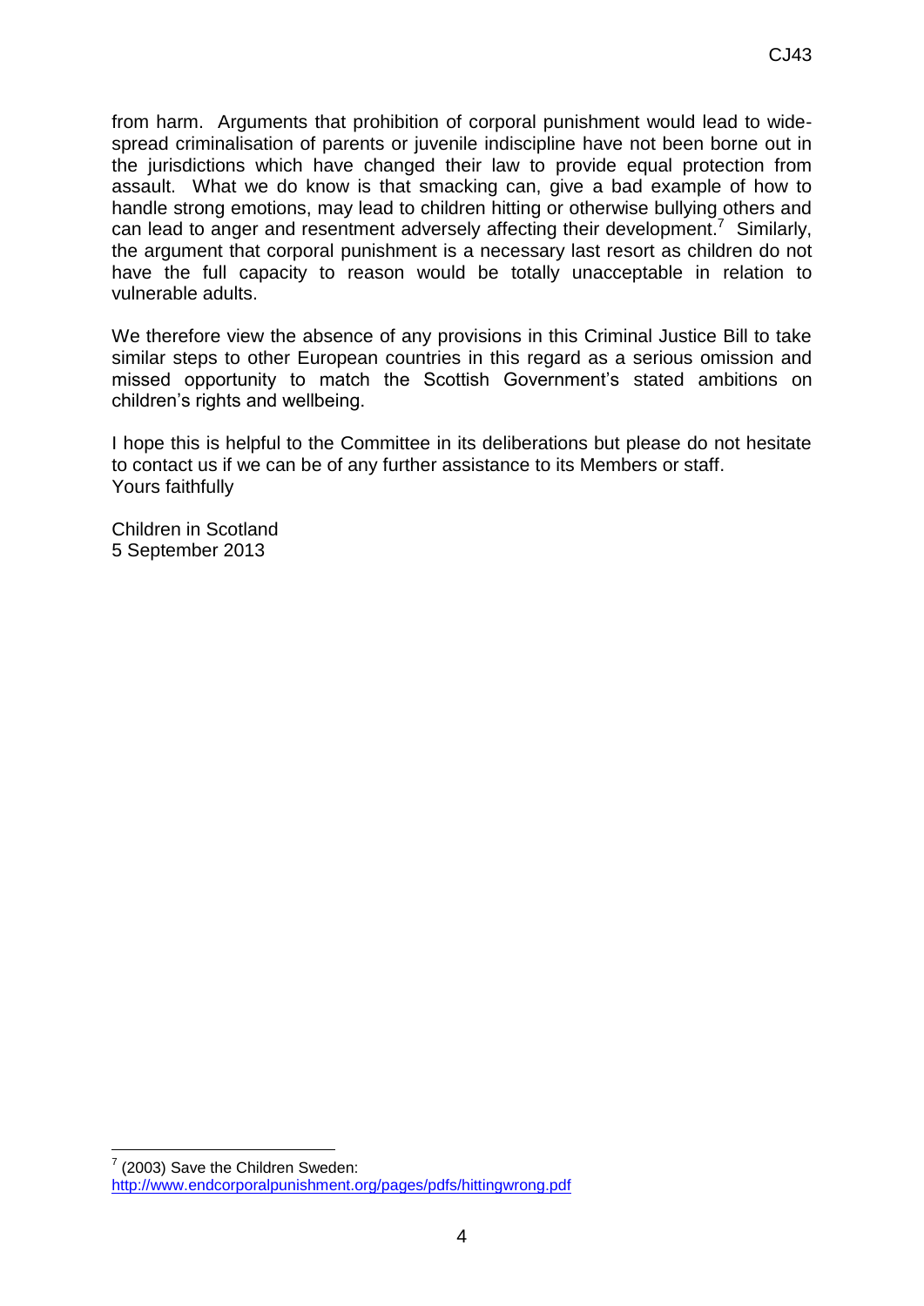from harm. Arguments that prohibition of corporal punishment would lead to wide-spread criminalisation of parents or juvenile indiscipline have not been borne out in the jurisdictions which have changed their law to provide equal protection from assault. What we do know is that smacking can, give a bad example of how to handle strong emotions, may lead to children hitting or otherwise bullying others and can lead to anger and resentment adversely affecting their development.[7] Similarly, the argument that corporal punishment is a necessary last resort as children do not have the full capacity to reason would be totally unacceptable in relation to vulnerable adults.

We therefore view the absence of any provisions in this Criminal Justice Bill to take similar steps to other European countries in this regard as a serious omission and missed opportunity to match the Scottish Government's stated ambitions on children's rights and wellbeing.

I hope this is helpful to the Committee in its deliberations but please do not hesitate to contact us if we can be of any further assistance to its Members or staff.
Yours faithfully

Children in Scotland
5 September 2013

---

[7] (2003) Save the Children Sweden: http://www.endcorporalpunishment.org/pages/pdfs/hittingwrong.pdf